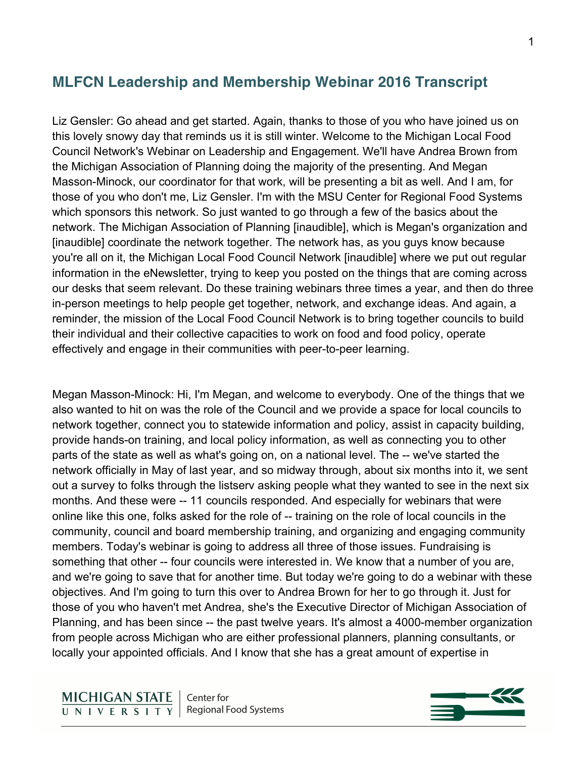## MLFCN Leadership and Membership Webinar 2016 Transcript

Liz Gensler: Go ahead and get started. Again, thanks to those of you who have joined us on this lovely snowy day that reminds us it is still winter. Welcome to the Michigan Local Food Council Network's Webinar on Leadership and Engagement. We'll have Andrea Brown from the Michigan Association of Planning doing the majority of the presenting. And Megan Masson-Minock, our coordinator for that work, will be presenting a bit as well. And I am, for those of you who don't me, Liz Gensler. I'm with the MSU Center for Regional Food Systems which sponsors this network. So just wanted to go through a few of the basics about the network. The Michigan Association of Planning [inaudible], which is Megan's organization and [inaudible] coordinate the network together. The network has, as you guys know because you're all on it, the Michigan Local Food Council Network [inaudible] where we put out regular information in the eNewsletter, trying to keep you posted on the things that are coming across our desks that seem relevant. Do these training webinars three times a year, and then do three in-person meetings to help people get together, network, and exchange ideas. And again, a reminder, the mission of the Local Food Council Network is to bring together councils to build their individual and their collective capacities to work on food and food policy, operate effectively and engage in their communities with peer-to-peer learning.

Megan Masson-Minock: Hi, I'm Megan, and welcome to everybody. One of the things that we also wanted to hit on was the role of the Council and we provide a space for local councils to network together, connect you to statewide information and policy, assist in capacity building, provide hands-on training, and local policy information, as well as connecting you to other parts of the state as well as what's going on, on a national level. The -- we've started the network officially in May of last year, and so midway through, about six months into it, we sent out a survey to folks through the listserv asking people what they wanted to see in the next six months. And these were -- 11 councils responded. And especially for webinars that were online like this one, folks asked for the role of -- training on the role of local councils in the community, council and board membership training, and organizing and engaging community members. Today's webinar is going to address all three of those issues. Fundraising is something that other -- four councils were interested in. We know that a number of you are, and we're going to save that for another time. But today we're going to do a webinar with these objectives. And I'm going to turn this over to Andrea Brown for her to go through it. Just for those of you who haven't met Andrea, she's the Executive Director of Michigan Association of Planning, and has been since -- the past twelve years. It's almost a 4000-member organization from people across Michigan who are either professional planners, planning consultants, or locally your appointed officials. And I know that she has a great amount of expertise in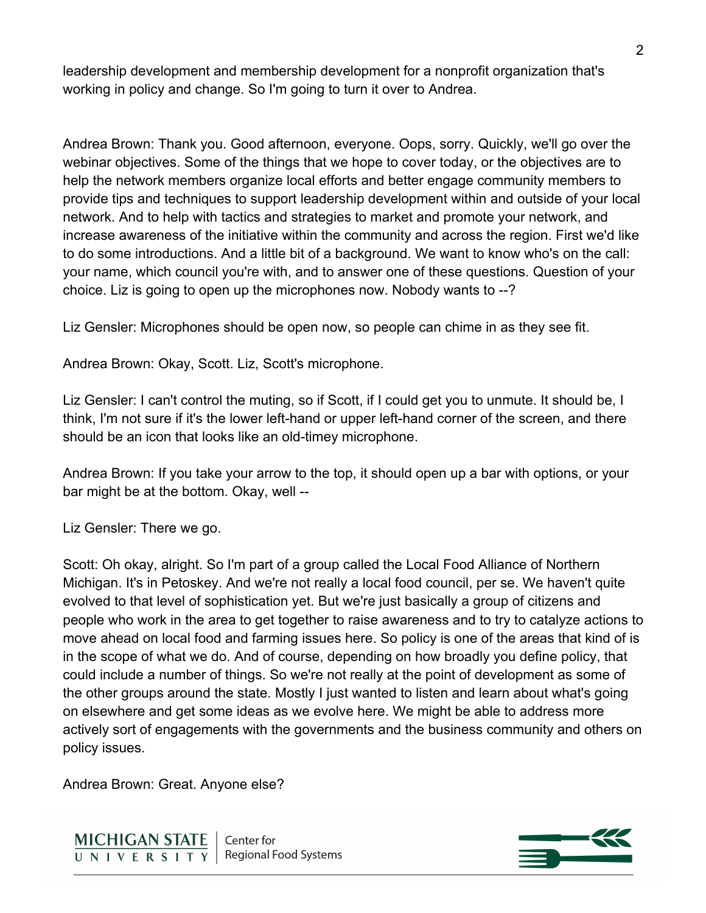leadership development and membership development for a nonprofit organization that's working in policy and change. So I'm going to turn it over to Andrea.

Andrea Brown: Thank you. Good afternoon, everyone. Oops, sorry. Quickly, we'll go over the webinar objectives. Some of the things that we hope to cover today, or the objectives are to help the network members organize local efforts and better engage community members to provide tips and techniques to support leadership development within and outside of your local network. And to help with tactics and strategies to market and promote your network, and increase awareness of the initiative within the community and across the region. First we'd like to do some introductions. And a little bit of a background. We want to know who's on the call: your name, which council you're with, and to answer one of these questions. Question of your choice. Liz is going to open up the microphones now. Nobody wants to --?

Liz Gensler: Microphones should be open now, so people can chime in as they see fit.

Andrea Brown: Okay, Scott. Liz, Scott's microphone.

Liz Gensler: I can't control the muting, so if Scott, if I could get you to unmute. It should be, I think, I'm not sure if it's the lower left-hand or upper left-hand corner of the screen, and there should be an icon that looks like an old-timey microphone.

Andrea Brown: If you take your arrow to the top, it should open up a bar with options, or your bar might be at the bottom. Okay, well --

Liz Gensler: There we go.

Scott: Oh okay, alright. So I'm part of a group called the Local Food Alliance of Northern Michigan. It's in Petoskey. And we're not really a local food council, per se. We haven't quite evolved to that level of sophistication yet. But we're just basically a group of citizens and people who work in the area to get together to raise awareness and to try to catalyze actions to move ahead on local food and farming issues here. So policy is one of the areas that kind of is in the scope of what we do. And of course, depending on how broadly you define policy, that could include a number of things. So we're not really at the point of development as some of the other groups around the state. Mostly I just wanted to listen and learn about what's going on elsewhere and get some ideas as we evolve here. We might be able to address more actively sort of engagements with the governments and the business community and others on policy issues.

Andrea Brown: Great. Anyone else?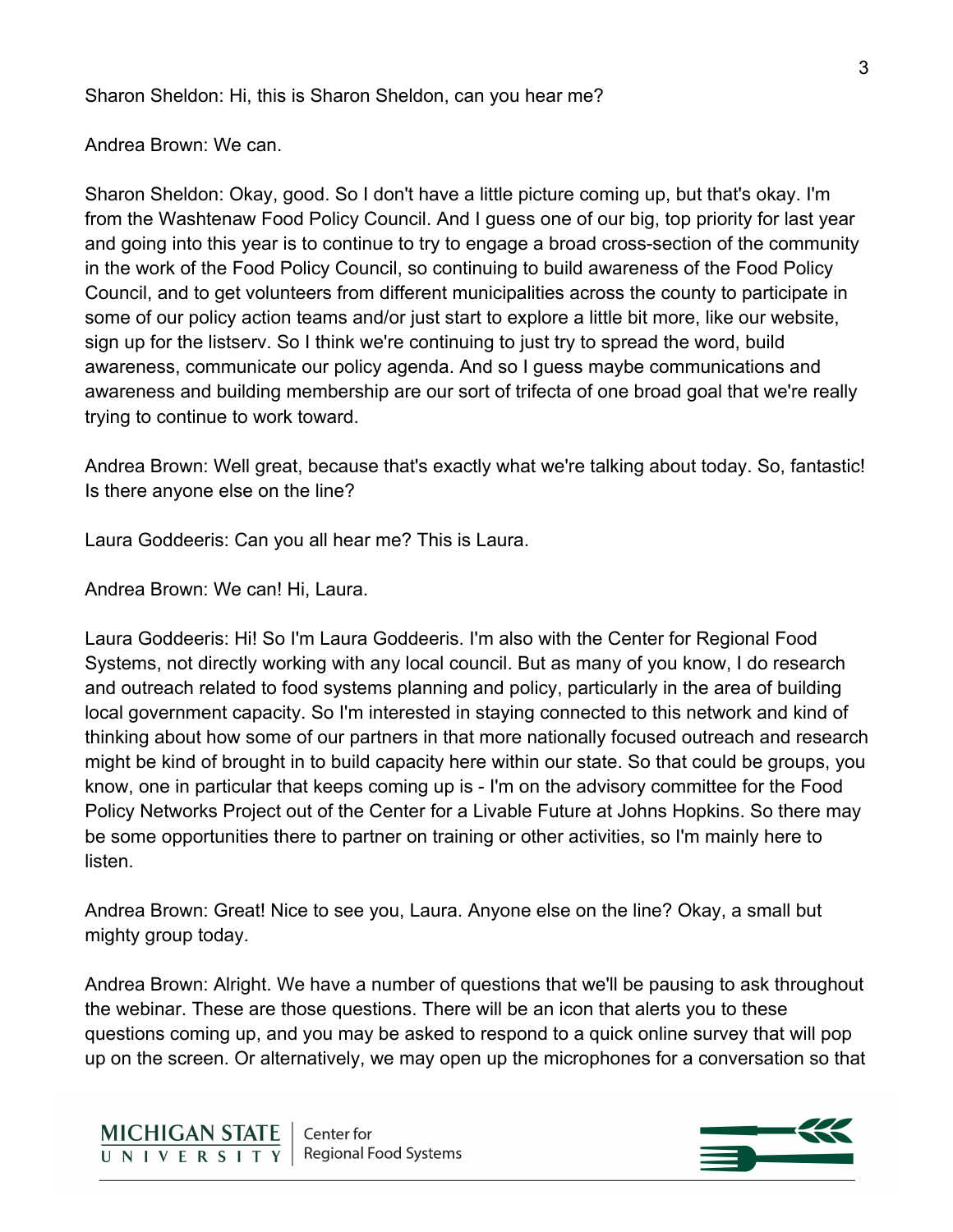Sharon Sheldon: Hi, this is Sharon Sheldon, can you hear me?

Andrea Brown: We can.

Sharon Sheldon: Okay, good. So I don't have a little picture coming up, but that's okay. I'm from the Washtenaw Food Policy Council. And I guess one of our big, top priority for last year and going into this year is to continue to try to engage a broad cross-section of the community in the work of the Food Policy Council, so continuing to build awareness of the Food Policy Council, and to get volunteers from different municipalities across the county to participate in some of our policy action teams and/or just start to explore a little bit more, like our website, sign up for the listserv. So I think we're continuing to just try to spread the word, build awareness, communicate our policy agenda. And so I guess maybe communications and awareness and building membership are our sort of trifecta of one broad goal that we're really trying to continue to work toward.

Andrea Brown: Well great, because that's exactly what we're talking about today. So, fantastic! Is there anyone else on the line?

Laura Goddeeris: Can you all hear me? This is Laura.

Andrea Brown: We can! Hi, Laura.

Laura Goddeeris: Hi! So I'm Laura Goddeeris. I'm also with the Center for Regional Food Systems, not directly working with any local council. But as many of you know, I do research and outreach related to food systems planning and policy, particularly in the area of building local government capacity. So I'm interested in staying connected to this network and kind of thinking about how some of our partners in that more nationally focused outreach and research might be kind of brought in to build capacity here within our state. So that could be groups, you know, one in particular that keeps coming up is - I'm on the advisory committee for the Food Policy Networks Project out of the Center for a Livable Future at Johns Hopkins. So there may be some opportunities there to partner on training or other activities, so I'm mainly here to listen.

Andrea Brown: Great! Nice to see you, Laura. Anyone else on the line? Okay, a small but mighty group today.

Andrea Brown: Alright. We have a number of questions that we'll be pausing to ask throughout the webinar. These are those questions. There will be an icon that alerts you to these questions coming up, and you may be asked to respond to a quick online survey that will pop up on the screen. Or alternatively, we may open up the microphones for a conversation so that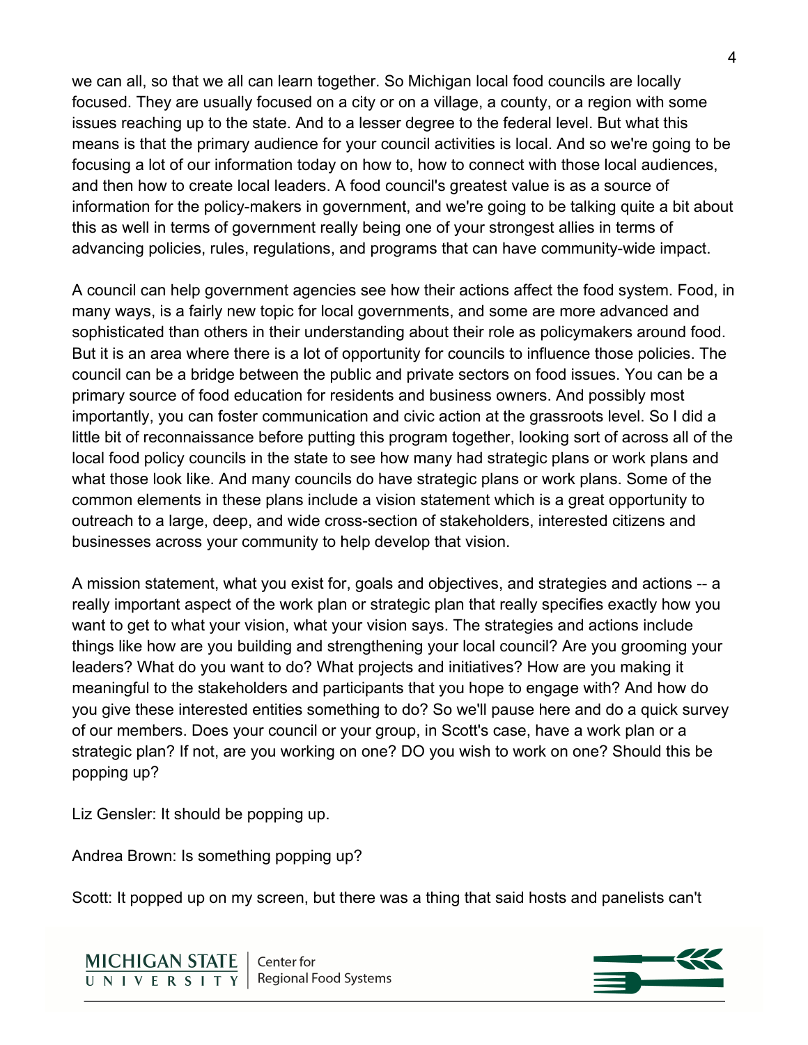we can all, so that we all can learn together. So Michigan local food councils are locally focused. They are usually focused on a city or on a village, a county, or a region with some issues reaching up to the state. And to a lesser degree to the federal level. But what this means is that the primary audience for your council activities is local. And so we're going to be focusing a lot of our information today on how to, how to connect with those local audiences, and then how to create local leaders. A food council's greatest value is as a source of information for the policy-makers in government, and we're going to be talking quite a bit about this as well in terms of government really being one of your strongest allies in terms of advancing policies, rules, regulations, and programs that can have community-wide impact.

A council can help government agencies see how their actions affect the food system. Food, in many ways, is a fairly new topic for local governments, and some are more advanced and sophisticated than others in their understanding about their role as policymakers around food. But it is an area where there is a lot of opportunity for councils to influence those policies. The council can be a bridge between the public and private sectors on food issues. You can be a primary source of food education for residents and business owners. And possibly most importantly, you can foster communication and civic action at the grassroots level. So I did a little bit of reconnaissance before putting this program together, looking sort of across all of the local food policy councils in the state to see how many had strategic plans or work plans and what those look like. And many councils do have strategic plans or work plans. Some of the common elements in these plans include a vision statement which is a great opportunity to outreach to a large, deep, and wide cross-section of stakeholders, interested citizens and businesses across your community to help develop that vision.

A mission statement, what you exist for, goals and objectives, and strategies and actions -- a really important aspect of the work plan or strategic plan that really specifies exactly how you want to get to what your vision, what your vision says. The strategies and actions include things like how are you building and strengthening your local council? Are you grooming your leaders? What do you want to do? What projects and initiatives? How are you making it meaningful to the stakeholders and participants that you hope to engage with? And how do you give these interested entities something to do? So we'll pause here and do a quick survey of our members. Does your council or your group, in Scott's case, have a work plan or a strategic plan? If not, are you working on one? DO you wish to work on one? Should this be popping up?

Liz Gensler: It should be popping up.

Andrea Brown: Is something popping up?

Scott: It popped up on my screen, but there was a thing that said hosts and panelists can't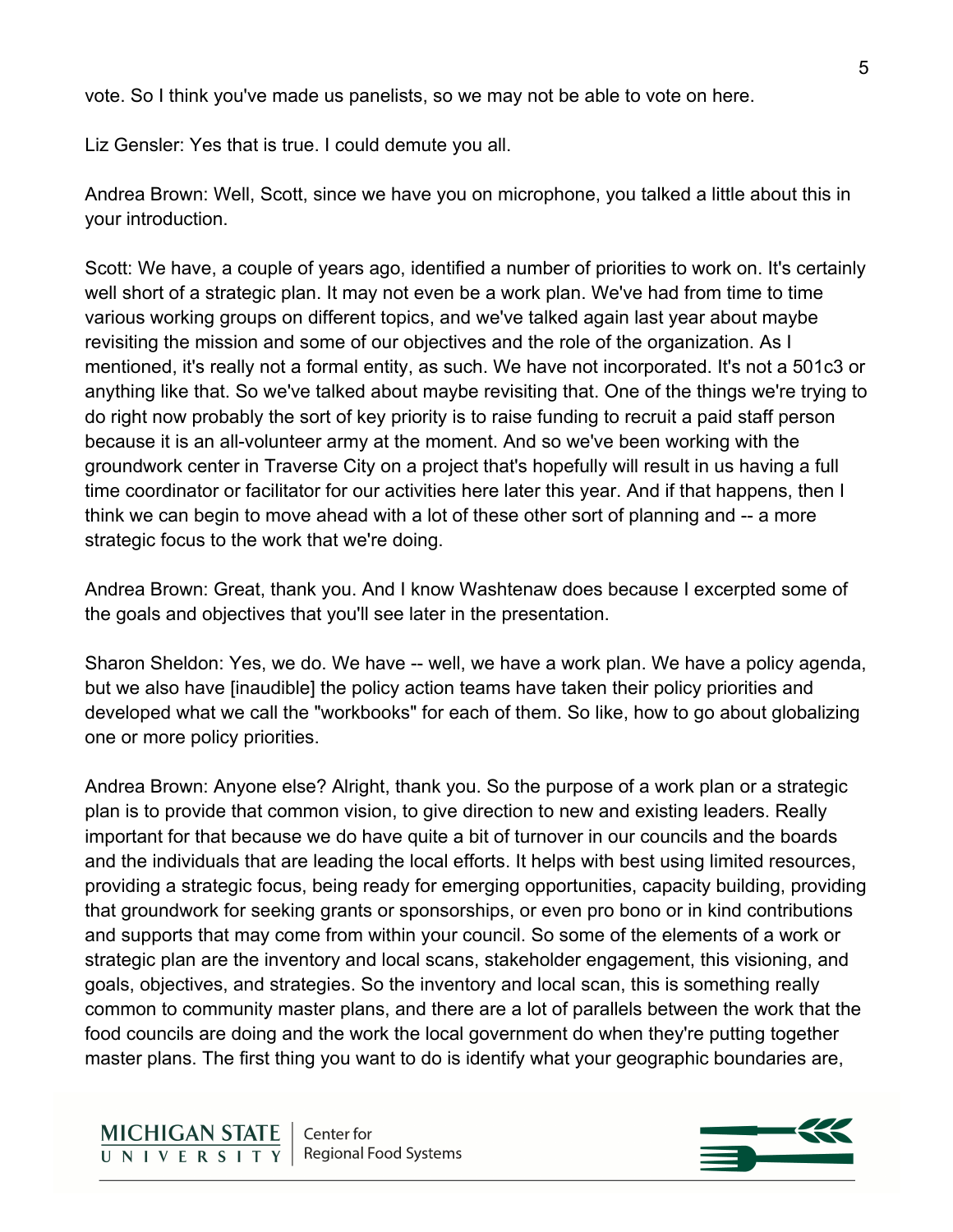vote. So I think you've made us panelists, so we may not be able to vote on here.

Liz Gensler: Yes that is true. I could demute you all.

Andrea Brown: Well, Scott, since we have you on microphone, you talked a little about this in your introduction.

Scott: We have, a couple of years ago, identified a number of priorities to work on. It's certainly well short of a strategic plan. It may not even be a work plan. We've had from time to time various working groups on different topics, and we've talked again last year about maybe revisiting the mission and some of our objectives and the role of the organization. As I mentioned, it's really not a formal entity, as such. We have not incorporated. It's not a 501c3 or anything like that. So we've talked about maybe revisiting that. One of the things we're trying to do right now probably the sort of key priority is to raise funding to recruit a paid staff person because it is an all-volunteer army at the moment. And so we've been working with the groundwork center in Traverse City on a project that's hopefully will result in us having a full time coordinator or facilitator for our activities here later this year. And if that happens, then I think we can begin to move ahead with a lot of these other sort of planning and -- a more strategic focus to the work that we're doing.

Andrea Brown: Great, thank you. And I know Washtenaw does because I excerpted some of the goals and objectives that you'll see later in the presentation.

Sharon Sheldon: Yes, we do. We have -- well, we have a work plan. We have a policy agenda, but we also have [inaudible] the policy action teams have taken their policy priorities and developed what we call the "workbooks" for each of them. So like, how to go about globalizing one or more policy priorities.

Andrea Brown: Anyone else? Alright, thank you. So the purpose of a work plan or a strategic plan is to provide that common vision, to give direction to new and existing leaders. Really important for that because we do have quite a bit of turnover in our councils and the boards and the individuals that are leading the local efforts. It helps with best using limited resources, providing a strategic focus, being ready for emerging opportunities, capacity building, providing that groundwork for seeking grants or sponsorships, or even pro bono or in kind contributions and supports that may come from within your council. So some of the elements of a work or strategic plan are the inventory and local scans, stakeholder engagement, this visioning, and goals, objectives, and strategies. So the inventory and local scan, this is something really common to community master plans, and there are a lot of parallels between the work that the food councils are doing and the work the local government do when they're putting together master plans. The first thing you want to do is identify what your geographic boundaries are,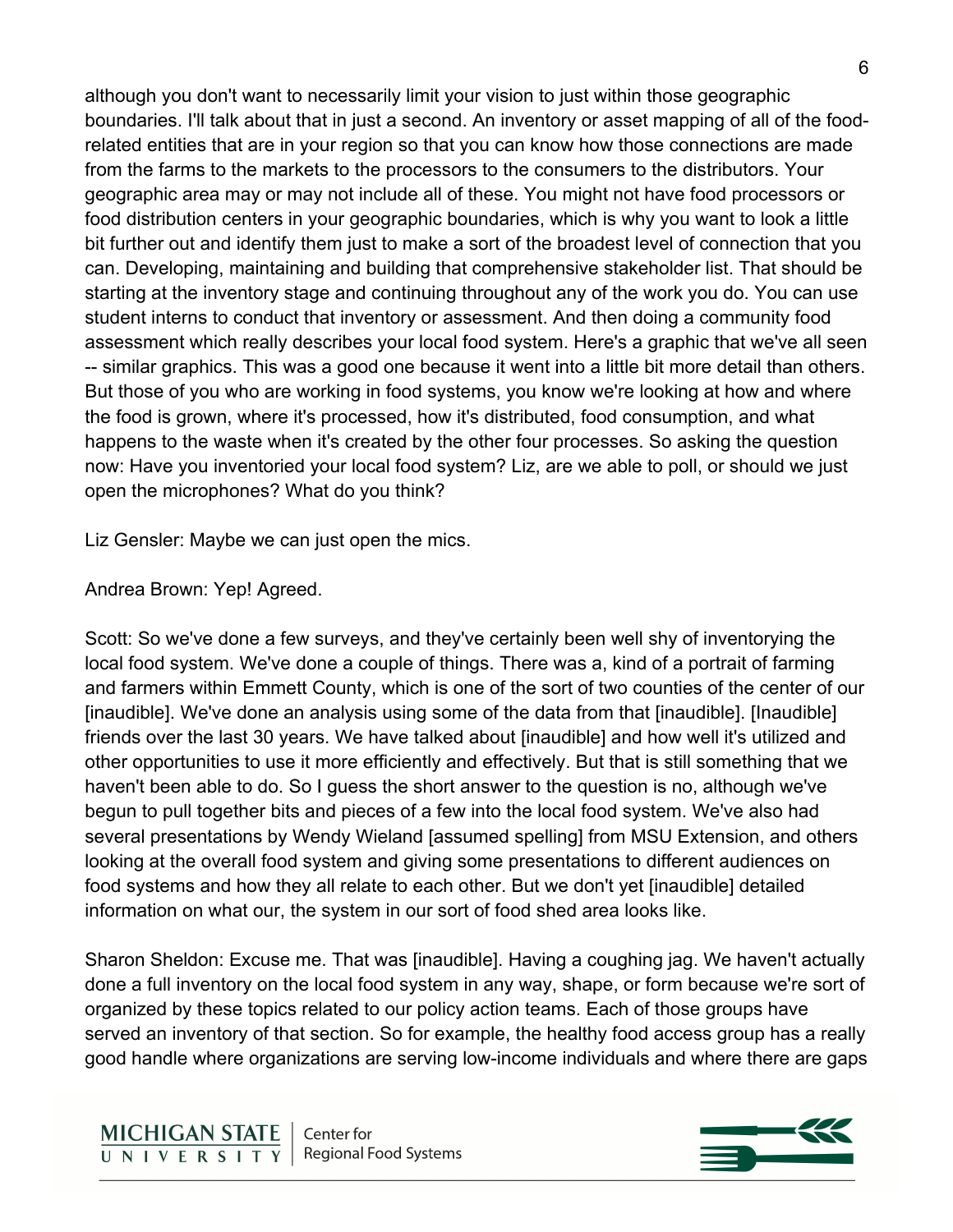although you don't want to necessarily limit your vision to just within those geographic boundaries. I'll talk about that in just a second. An inventory or asset mapping of all of the food-related entities that are in your region so that you can know how those connections are made from the farms to the markets to the processors to the consumers to the distributors. Your geographic area may or may not include all of these. You might not have food processors or food distribution centers in your geographic boundaries, which is why you want to look a little bit further out and identify them just to make a sort of the broadest level of connection that you can. Developing, maintaining and building that comprehensive stakeholder list. That should be starting at the inventory stage and continuing throughout any of the work you do. You can use student interns to conduct that inventory or assessment. And then doing a community food assessment which really describes your local food system. Here's a graphic that we've all seen -- similar graphics. This was a good one because it went into a little bit more detail than others. But those of you who are working in food systems, you know we're looking at how and where the food is grown, where it's processed, how it's distributed, food consumption, and what happens to the waste when it's created by the other four processes. So asking the question now: Have you inventoried your local food system? Liz, are we able to poll, or should we just open the microphones? What do you think?

Liz Gensler: Maybe we can just open the mics.

Andrea Brown: Yep! Agreed.

Scott: So we've done a few surveys, and they've certainly been well shy of inventorying the local food system. We've done a couple of things. There was a, kind of a portrait of farming and farmers within Emmett County, which is one of the sort of two counties of the center of our [inaudible]. We've done an analysis using some of the data from that [inaudible]. [Inaudible] friends over the last 30 years. We have talked about [inaudible] and how well it's utilized and other opportunities to use it more efficiently and effectively. But that is still something that we haven't been able to do. So I guess the short answer to the question is no, although we've begun to pull together bits and pieces of a few into the local food system. We've also had several presentations by Wendy Wieland [assumed spelling] from MSU Extension, and others looking at the overall food system and giving some presentations to different audiences on food systems and how they all relate to each other. But we don't yet [inaudible] detailed information on what our, the system in our sort of food shed area looks like.

Sharon Sheldon: Excuse me. That was [inaudible]. Having a coughing jag. We haven't actually done a full inventory on the local food system in any way, shape, or form because we're sort of organized by these topics related to our policy action teams. Each of those groups have served an inventory of that section. So for example, the healthy food access group has a really good handle where organizations are serving low-income individuals and where there are gaps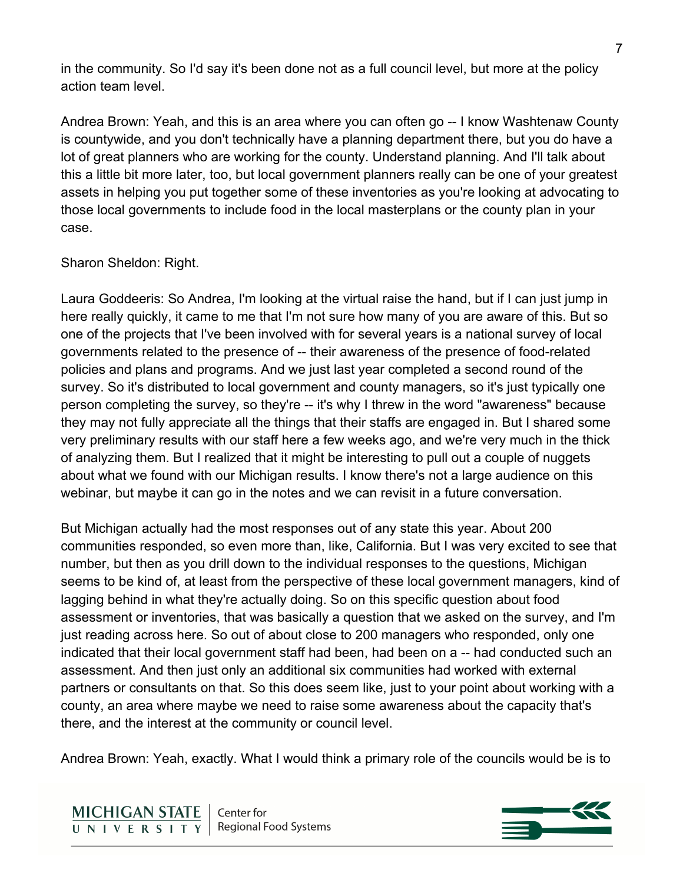in the community. So I'd say it's been done not as a full council level, but more at the policy action team level.

Andrea Brown: Yeah, and this is an area where you can often go -- I know Washtenaw County is countywide, and you don't technically have a planning department there, but you do have a lot of great planners who are working for the county. Understand planning. And I'll talk about this a little bit more later, too, but local government planners really can be one of your greatest assets in helping you put together some of these inventories as you're looking at advocating to those local governments to include food in the local masterplans or the county plan in your case.

Sharon Sheldon: Right.

Laura Goddeeris: So Andrea, I'm looking at the virtual raise the hand, but if I can just jump in here really quickly, it came to me that I'm not sure how many of you are aware of this. But so one of the projects that I've been involved with for several years is a national survey of local governments related to the presence of -- their awareness of the presence of food-related policies and plans and programs. And we just last year completed a second round of the survey. So it's distributed to local government and county managers, so it's just typically one person completing the survey, so they're -- it's why I threw in the word "awareness" because they may not fully appreciate all the things that their staffs are engaged in. But I shared some very preliminary results with our staff here a few weeks ago, and we're very much in the thick of analyzing them. But I realized that it might be interesting to pull out a couple of nuggets about what we found with our Michigan results. I know there's not a large audience on this webinar, but maybe it can go in the notes and we can revisit in a future conversation.

But Michigan actually had the most responses out of any state this year. About 200 communities responded, so even more than, like, California. But I was very excited to see that number, but then as you drill down to the individual responses to the questions, Michigan seems to be kind of, at least from the perspective of these local government managers, kind of lagging behind in what they're actually doing. So on this specific question about food assessment or inventories, that was basically a question that we asked on the survey, and I'm just reading across here. So out of about close to 200 managers who responded, only one indicated that their local government staff had been, had been on a -- had conducted such an assessment. And then just only an additional six communities had worked with external partners or consultants on that. So this does seem like, just to your point about working with a county, an area where maybe we need to raise some awareness about the capacity that's there, and the interest at the community or council level.

Andrea Brown: Yeah, exactly. What I would think a primary role of the councils would be is to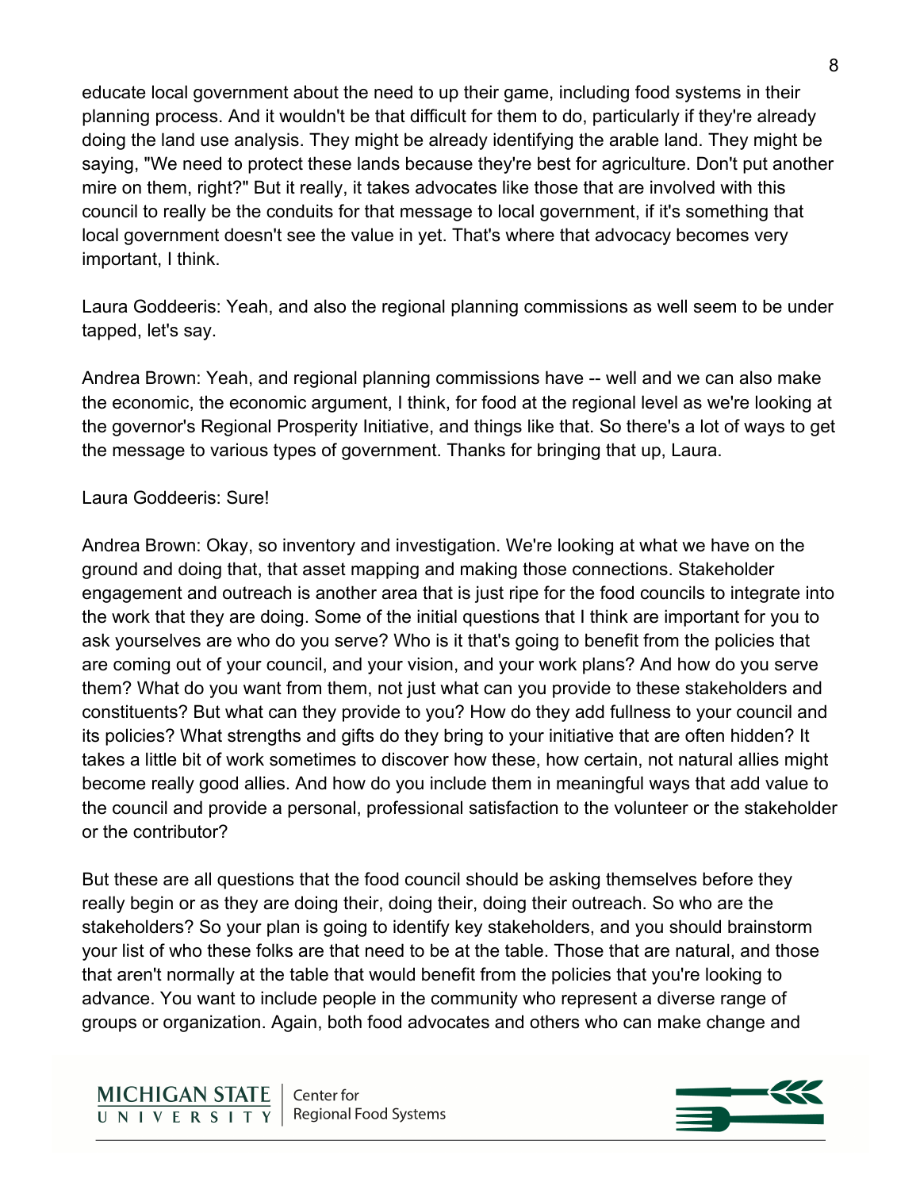educate local government about the need to up their game, including food systems in their planning process. And it wouldn't be that difficult for them to do, particularly if they're already doing the land use analysis. They might be already identifying the arable land. They might be saying, "We need to protect these lands because they're best for agriculture. Don't put another mire on them, right?" But it really, it takes advocates like those that are involved with this council to really be the conduits for that message to local government, if it's something that local government doesn't see the value in yet. That's where that advocacy becomes very important, I think.

Laura Goddeeris: Yeah, and also the regional planning commissions as well seem to be under tapped, let's say.

Andrea Brown: Yeah, and regional planning commissions have -- well and we can also make the economic, the economic argument, I think, for food at the regional level as we're looking at the governor's Regional Prosperity Initiative, and things like that. So there's a lot of ways to get the message to various types of government. Thanks for bringing that up, Laura.

Laura Goddeeris: Sure!

Andrea Brown: Okay, so inventory and investigation. We're looking at what we have on the ground and doing that, that asset mapping and making those connections. Stakeholder engagement and outreach is another area that is just ripe for the food councils to integrate into the work that they are doing. Some of the initial questions that I think are important for you to ask yourselves are who do you serve? Who is it that's going to benefit from the policies that are coming out of your council, and your vision, and your work plans? And how do you serve them? What do you want from them, not just what can you provide to these stakeholders and constituents? But what can they provide to you? How do they add fullness to your council and its policies? What strengths and gifts do they bring to your initiative that are often hidden? It takes a little bit of work sometimes to discover how these, how certain, not natural allies might become really good allies. And how do you include them in meaningful ways that add value to the council and provide a personal, professional satisfaction to the volunteer or the stakeholder or the contributor?

But these are all questions that the food council should be asking themselves before they really begin or as they are doing their, doing their, doing their outreach. So who are the stakeholders? So your plan is going to identify key stakeholders, and you should brainstorm your list of who these folks are that need to be at the table. Those that are natural, and those that aren't normally at the table that would benefit from the policies that you're looking to advance. You want to include people in the community who represent a diverse range of groups or organization. Again, both food advocates and others who can make change and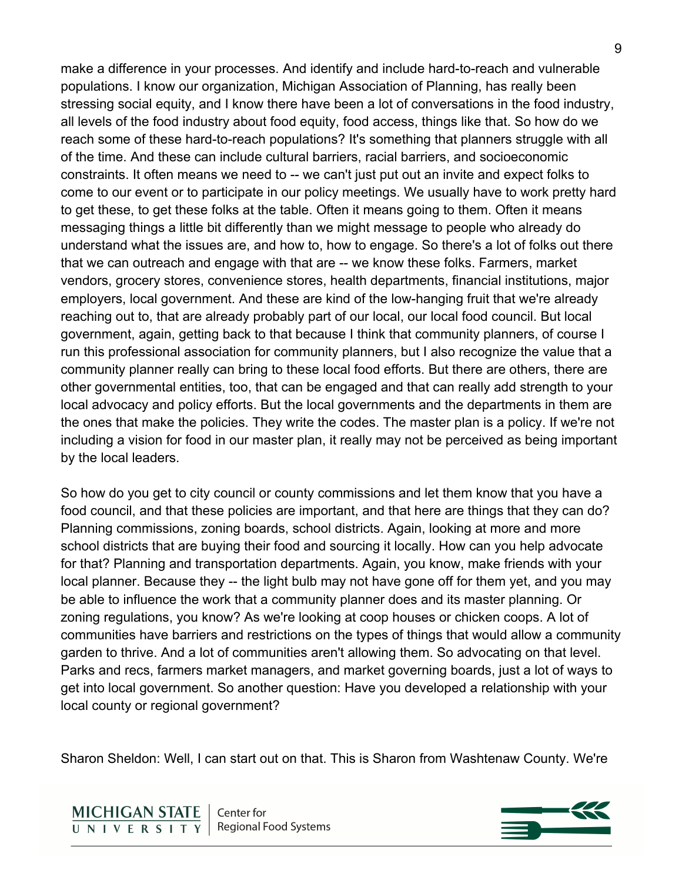make a difference in your processes. And identify and include hard-to-reach and vulnerable populations. I know our organization, Michigan Association of Planning, has really been stressing social equity, and I know there have been a lot of conversations in the food industry, all levels of the food industry about food equity, food access, things like that. So how do we reach some of these hard-to-reach populations? It's something that planners struggle with all of the time. And these can include cultural barriers, racial barriers, and socioeconomic constraints. It often means we need to -- we can't just put out an invite and expect folks to come to our event or to participate in our policy meetings. We usually have to work pretty hard to get these, to get these folks at the table. Often it means going to them. Often it means messaging things a little bit differently than we might message to people who already do understand what the issues are, and how to, how to engage. So there's a lot of folks out there that we can outreach and engage with that are -- we know these folks. Farmers, market vendors, grocery stores, convenience stores, health departments, financial institutions, major employers, local government. And these are kind of the low-hanging fruit that we're already reaching out to, that are already probably part of our local, our local food council. But local government, again, getting back to that because I think that community planners, of course I run this professional association for community planners, but I also recognize the value that a community planner really can bring to these local food efforts. But there are others, there are other governmental entities, too, that can be engaged and that can really add strength to your local advocacy and policy efforts. But the local governments and the departments in them are the ones that make the policies. They write the codes. The master plan is a policy. If we're not including a vision for food in our master plan, it really may not be perceived as being important by the local leaders.

So how do you get to city council or county commissions and let them know that you have a food council, and that these policies are important, and that here are things that they can do? Planning commissions, zoning boards, school districts. Again, looking at more and more school districts that are buying their food and sourcing it locally. How can you help advocate for that? Planning and transportation departments. Again, you know, make friends with your local planner. Because they -- the light bulb may not have gone off for them yet, and you may be able to influence the work that a community planner does and its master planning. Or zoning regulations, you know? As we're looking at coop houses or chicken coops. A lot of communities have barriers and restrictions on the types of things that would allow a community garden to thrive. And a lot of communities aren't allowing them. So advocating on that level. Parks and recs, farmers market managers, and market governing boards, just a lot of ways to get into local government. So another question: Have you developed a relationship with your local county or regional government?

Sharon Sheldon: Well, I can start out on that. This is Sharon from Washtenaw County. We're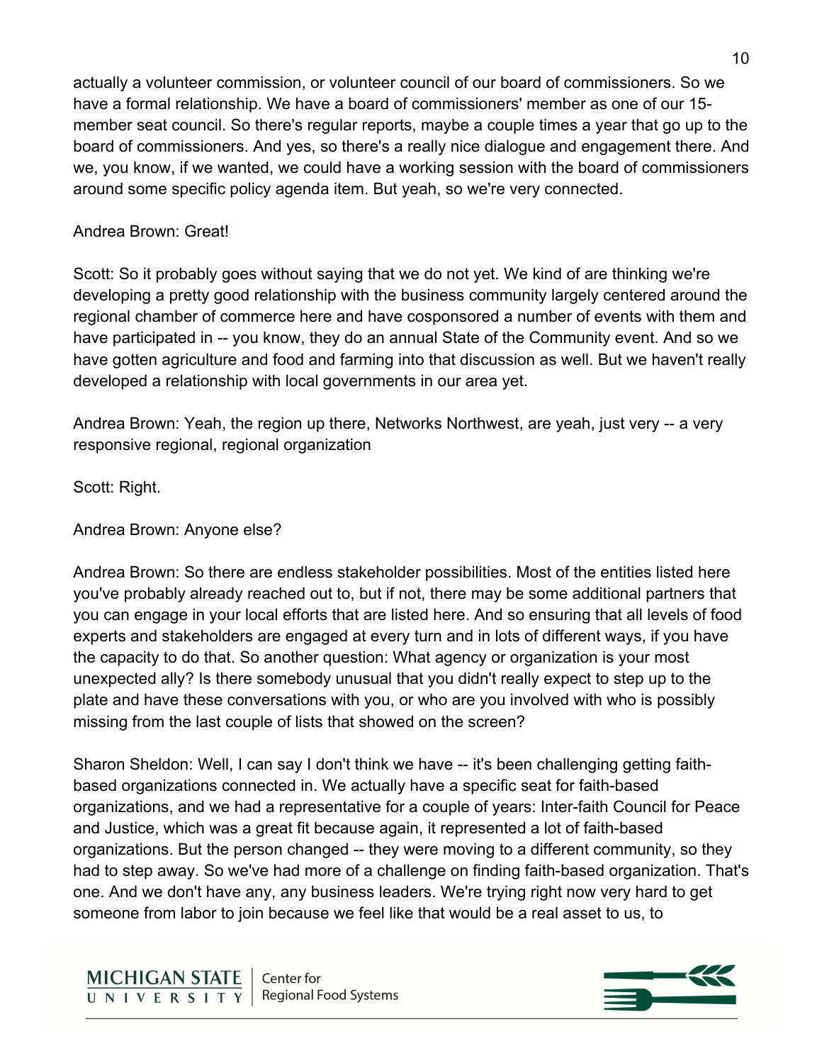actually a volunteer commission, or volunteer council of our board of commissioners. So we have a formal relationship. We have a board of commissioners' member as one of our 15-member seat council. So there's regular reports, maybe a couple times a year that go up to the board of commissioners. And yes, so there's a really nice dialogue and engagement there. And we, you know, if we wanted, we could have a working session with the board of commissioners around some specific policy agenda item. But yeah, so we're very connected.

Andrea Brown: Great!

Scott: So it probably goes without saying that we do not yet. We kind of are thinking we're developing a pretty good relationship with the business community largely centered around the regional chamber of commerce here and have cosponsored a number of events with them and have participated in -- you know, they do an annual State of the Community event. And so we have gotten agriculture and food and farming into that discussion as well. But we haven't really developed a relationship with local governments in our area yet.

Andrea Brown: Yeah, the region up there, Networks Northwest, are yeah, just very -- a very responsive regional, regional organization

Scott: Right.

Andrea Brown: Anyone else?

Andrea Brown: So there are endless stakeholder possibilities. Most of the entities listed here you've probably already reached out to, but if not, there may be some additional partners that you can engage in your local efforts that are listed here. And so ensuring that all levels of food experts and stakeholders are engaged at every turn and in lots of different ways, if you have the capacity to do that. So another question: What agency or organization is your most unexpected ally? Is there somebody unusual that you didn't really expect to step up to the plate and have these conversations with you, or who are you involved with who is possibly missing from the last couple of lists that showed on the screen?

Sharon Sheldon: Well, I can say I don't think we have -- it's been challenging getting faith-based organizations connected in. We actually have a specific seat for faith-based organizations, and we had a representative for a couple of years: Inter-faith Council for Peace and Justice, which was a great fit because again, it represented a lot of faith-based organizations. But the person changed -- they were moving to a different community, so they had to step away. So we've had more of a challenge on finding faith-based organization. That's one. And we don't have any, any business leaders. We're trying right now very hard to get someone from labor to join because we feel like that would be a real asset to us, to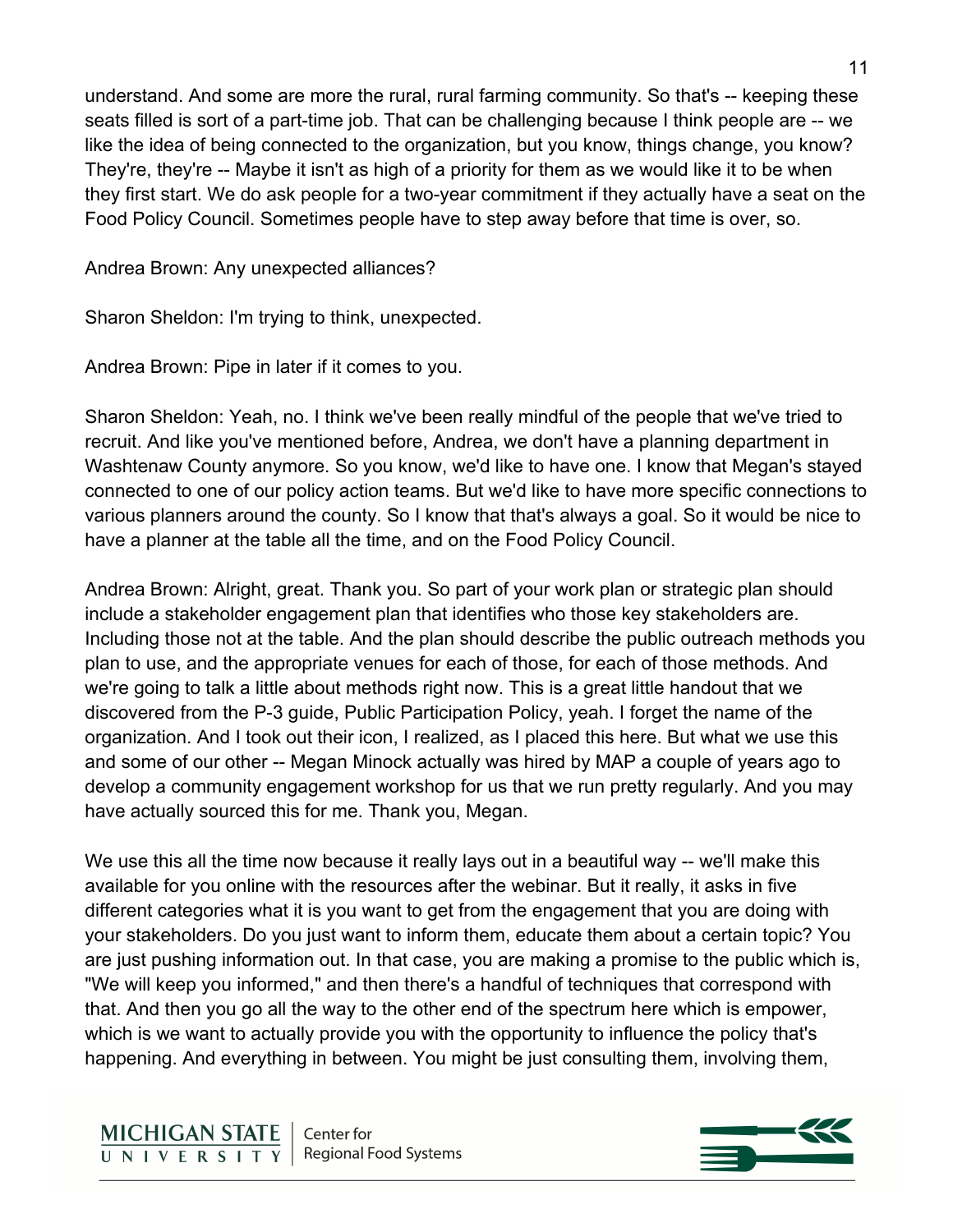understand. And some are more the rural, rural farming community. So that's -- keeping these seats filled is sort of a part-time job. That can be challenging because I think people are -- we like the idea of being connected to the organization, but you know, things change, you know? They're, they're -- Maybe it isn't as high of a priority for them as we would like it to be when they first start. We do ask people for a two-year commitment if they actually have a seat on the Food Policy Council. Sometimes people have to step away before that time is over, so.

Andrea Brown: Any unexpected alliances?

Sharon Sheldon: I'm trying to think, unexpected.

Andrea Brown: Pipe in later if it comes to you.

Sharon Sheldon: Yeah, no. I think we've been really mindful of the people that we've tried to recruit. And like you've mentioned before, Andrea, we don't have a planning department in Washtenaw County anymore. So you know, we'd like to have one. I know that Megan's stayed connected to one of our policy action teams. But we'd like to have more specific connections to various planners around the county. So I know that that's always a goal. So it would be nice to have a planner at the table all the time, and on the Food Policy Council.

Andrea Brown: Alright, great. Thank you. So part of your work plan or strategic plan should include a stakeholder engagement plan that identifies who those key stakeholders are. Including those not at the table. And the plan should describe the public outreach methods you plan to use, and the appropriate venues for each of those, for each of those methods. And we're going to talk a little about methods right now. This is a great little handout that we discovered from the P-3 guide, Public Participation Policy, yeah. I forget the name of the organization. And I took out their icon, I realized, as I placed this here. But what we use this and some of our other -- Megan Minock actually was hired by MAP a couple of years ago to develop a community engagement workshop for us that we run pretty regularly. And you may have actually sourced this for me. Thank you, Megan.

We use this all the time now because it really lays out in a beautiful way -- we'll make this available for you online with the resources after the webinar. But it really, it asks in five different categories what it is you want to get from the engagement that you are doing with your stakeholders. Do you just want to inform them, educate them about a certain topic? You are just pushing information out. In that case, you are making a promise to the public which is, "We will keep you informed," and then there's a handful of techniques that correspond with that. And then you go all the way to the other end of the spectrum here which is empower, which is we want to actually provide you with the opportunity to influence the policy that's happening. And everything in between. You might be just consulting them, involving them,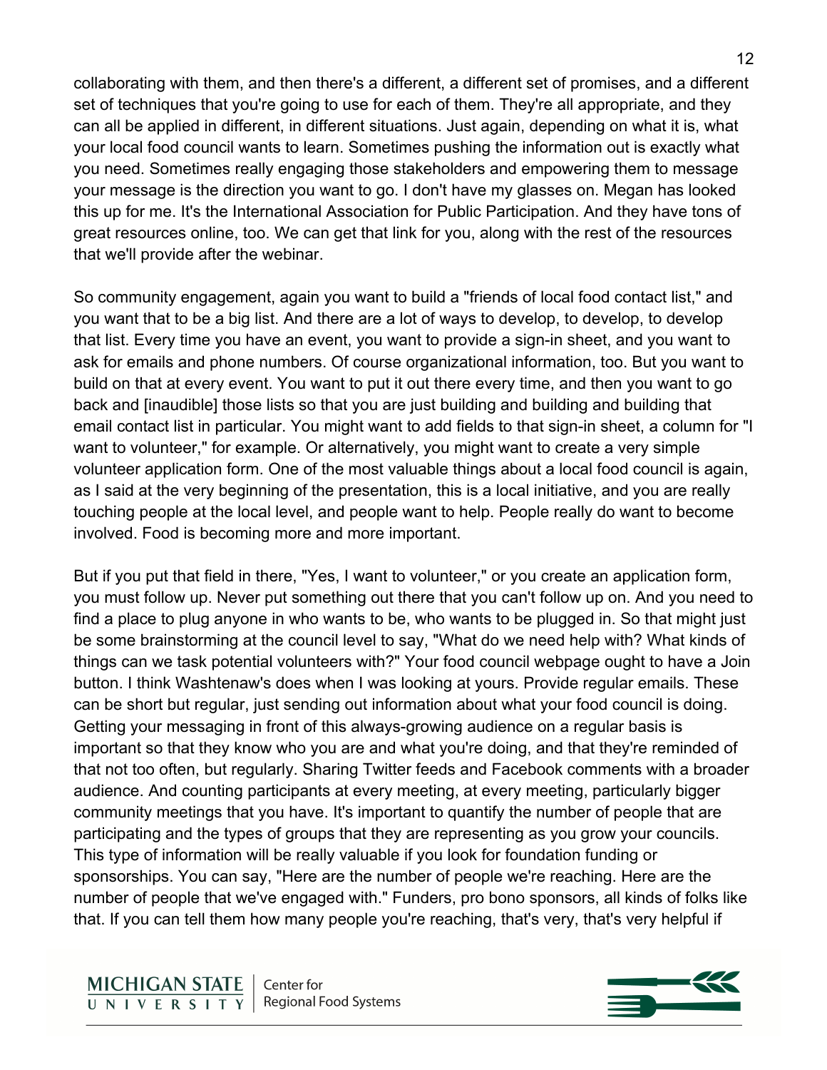collaborating with them, and then there's a different, a different set of promises, and a different set of techniques that you're going to use for each of them. They're all appropriate, and they can all be applied in different, in different situations. Just again, depending on what it is, what your local food council wants to learn. Sometimes pushing the information out is exactly what you need. Sometimes really engaging those stakeholders and empowering them to message your message is the direction you want to go. I don't have my glasses on. Megan has looked this up for me. It's the International Association for Public Participation. And they have tons of great resources online, too. We can get that link for you, along with the rest of the resources that we'll provide after the webinar.

So community engagement, again you want to build a "friends of local food contact list," and you want that to be a big list. And there are a lot of ways to develop, to develop, to develop that list. Every time you have an event, you want to provide a sign-in sheet, and you want to ask for emails and phone numbers. Of course organizational information, too. But you want to build on that at every event. You want to put it out there every time, and then you want to go back and [inaudible] those lists so that you are just building and building and building that email contact list in particular. You might want to add fields to that sign-in sheet, a column for "I want to volunteer," for example. Or alternatively, you might want to create a very simple volunteer application form. One of the most valuable things about a local food council is again, as I said at the very beginning of the presentation, this is a local initiative, and you are really touching people at the local level, and people want to help. People really do want to become involved. Food is becoming more and more important.

But if you put that field in there, "Yes, I want to volunteer," or you create an application form, you must follow up. Never put something out there that you can't follow up on. And you need to find a place to plug anyone in who wants to be, who wants to be plugged in. So that might just be some brainstorming at the council level to say, "What do we need help with? What kinds of things can we task potential volunteers with?" Your food council webpage ought to have a Join button. I think Washtenaw's does when I was looking at yours. Provide regular emails. These can be short but regular, just sending out information about what your food council is doing. Getting your messaging in front of this always-growing audience on a regular basis is important so that they know who you are and what you're doing, and that they're reminded of that not too often, but regularly. Sharing Twitter feeds and Facebook comments with a broader audience. And counting participants at every meeting, at every meeting, particularly bigger community meetings that you have. It's important to quantify the number of people that are participating and the types of groups that they are representing as you grow your councils. This type of information will be really valuable if you look for foundation funding or sponsorships. You can say, "Here are the number of people we're reaching. Here are the number of people that we've engaged with." Funders, pro bono sponsors, all kinds of folks like that. If you can tell them how many people you're reaching, that's very, that's very helpful if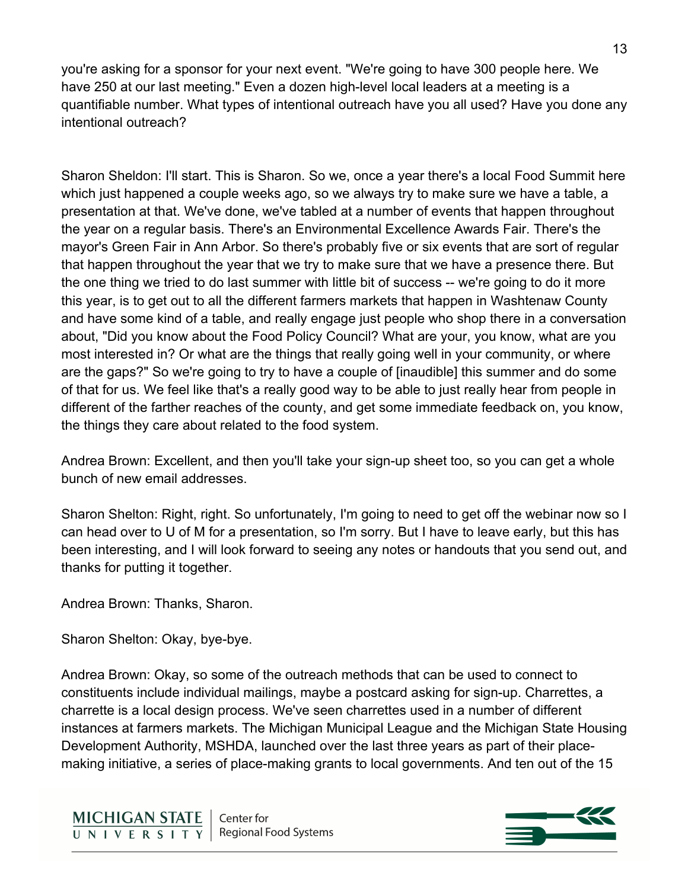you're asking for a sponsor for your next event. "We're going to have 300 people here. We have 250 at our last meeting." Even a dozen high-level local leaders at a meeting is a quantifiable number. What types of intentional outreach have you all used? Have you done any intentional outreach?

Sharon Sheldon: I'll start. This is Sharon. So we, once a year there's a local Food Summit here which just happened a couple weeks ago, so we always try to make sure we have a table, a presentation at that. We've done, we've tabled at a number of events that happen throughout the year on a regular basis. There's an Environmental Excellence Awards Fair. There's the mayor's Green Fair in Ann Arbor. So there's probably five or six events that are sort of regular that happen throughout the year that we try to make sure that we have a presence there. But the one thing we tried to do last summer with little bit of success -- we're going to do it more this year, is to get out to all the different farmers markets that happen in Washtenaw County and have some kind of a table, and really engage just people who shop there in a conversation about, "Did you know about the Food Policy Council? What are your, you know, what are you most interested in? Or what are the things that really going well in your community, or where are the gaps?" So we're going to try to have a couple of [inaudible] this summer and do some of that for us. We feel like that's a really good way to be able to just really hear from people in different of the farther reaches of the county, and get some immediate feedback on, you know, the things they care about related to the food system.

Andrea Brown: Excellent, and then you'll take your sign-up sheet too, so you can get a whole bunch of new email addresses.

Sharon Shelton: Right, right. So unfortunately, I'm going to need to get off the webinar now so I can head over to U of M for a presentation, so I'm sorry. But I have to leave early, but this has been interesting, and I will look forward to seeing any notes or handouts that you send out, and thanks for putting it together.

Andrea Brown: Thanks, Sharon.

Sharon Shelton: Okay, bye-bye.

Andrea Brown: Okay, so some of the outreach methods that can be used to connect to constituents include individual mailings, maybe a postcard asking for sign-up. Charrettes, a charrette is a local design process. We've seen charrettes used in a number of different instances at farmers markets. The Michigan Municipal League and the Michigan State Housing Development Authority, MSHDA, launched over the last three years as part of their place-making initiative, a series of place-making grants to local governments. And ten out of the 15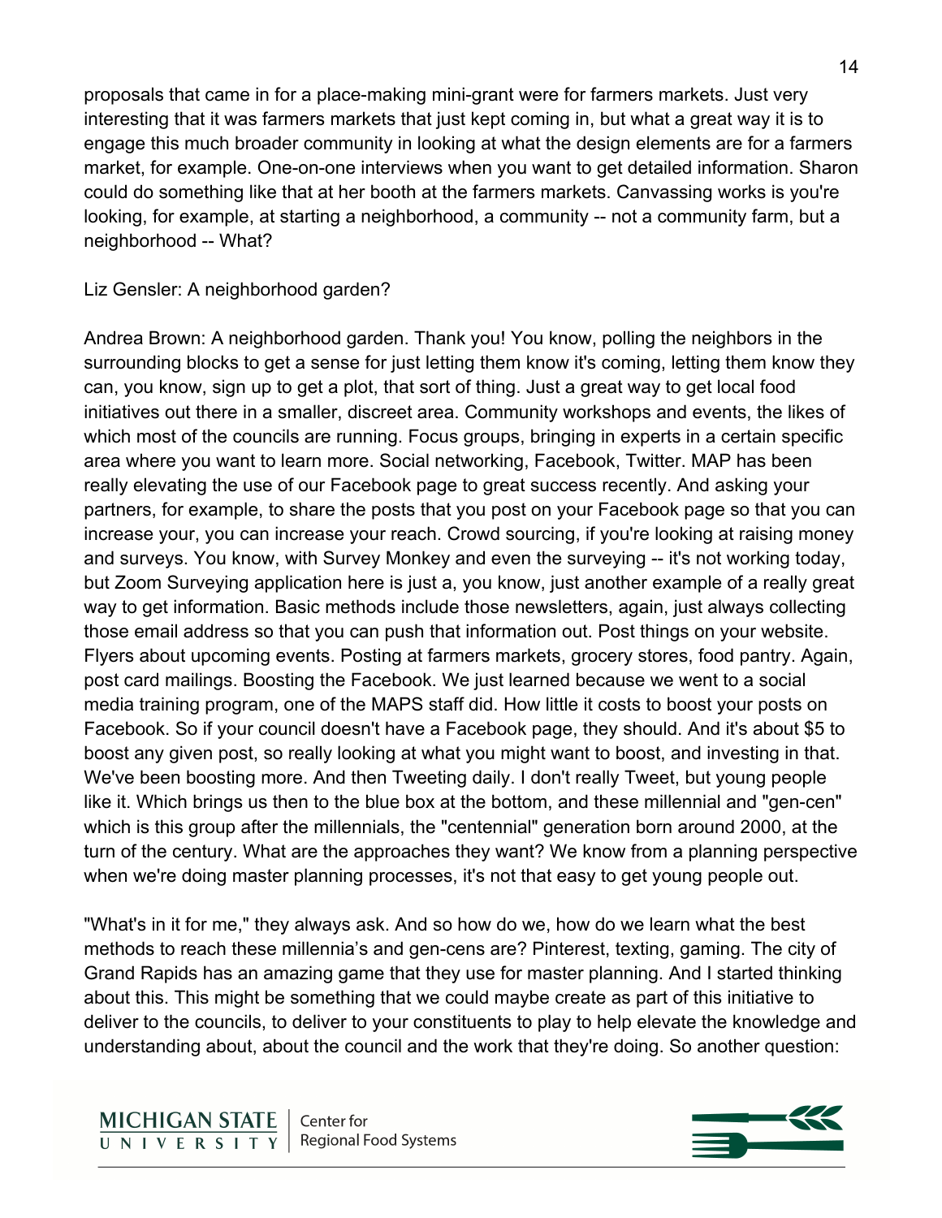proposals that came in for a place-making mini-grant were for farmers markets. Just very interesting that it was farmers markets that just kept coming in, but what a great way it is to engage this much broader community in looking at what the design elements are for a farmers market, for example. One-on-one interviews when you want to get detailed information. Sharon could do something like that at her booth at the farmers markets. Canvassing works is you're looking, for example, at starting a neighborhood, a community -- not a community farm, but a neighborhood -- What?

Liz Gensler: A neighborhood garden?

Andrea Brown: A neighborhood garden. Thank you! You know, polling the neighbors in the surrounding blocks to get a sense for just letting them know it's coming, letting them know they can, you know, sign up to get a plot, that sort of thing. Just a great way to get local food initiatives out there in a smaller, discreet area. Community workshops and events, the likes of which most of the councils are running. Focus groups, bringing in experts in a certain specific area where you want to learn more. Social networking, Facebook, Twitter. MAP has been really elevating the use of our Facebook page to great success recently. And asking your partners, for example, to share the posts that you post on your Facebook page so that you can increase your, you can increase your reach. Crowd sourcing, if you're looking at raising money and surveys. You know, with Survey Monkey and even the surveying -- it's not working today, but Zoom Surveying application here is just a, you know, just another example of a really great way to get information. Basic methods include those newsletters, again, just always collecting those email address so that you can push that information out. Post things on your website. Flyers about upcoming events. Posting at farmers markets, grocery stores, food pantry. Again, post card mailings. Boosting the Facebook. We just learned because we went to a social media training program, one of the MAPS staff did. How little it costs to boost your posts on Facebook. So if your council doesn't have a Facebook page, they should. And it's about $5 to boost any given post, so really looking at what you might want to boost, and investing in that. We've been boosting more. And then Tweeting daily. I don't really Tweet, but young people like it. Which brings us then to the blue box at the bottom, and these millennial and "gen-cen" which is this group after the millennials, the "centennial" generation born around 2000, at the turn of the century. What are the approaches they want? We know from a planning perspective when we're doing master planning processes, it's not that easy to get young people out.

"What's in it for me," they always ask. And so how do we, how do we learn what the best methods to reach these millennia's and gen-cens are? Pinterest, texting, gaming. The city of Grand Rapids has an amazing game that they use for master planning. And I started thinking about this. This might be something that we could maybe create as part of this initiative to deliver to the councils, to deliver to your constituents to play to help elevate the knowledge and understanding about, about the council and the work that they're doing. So another question: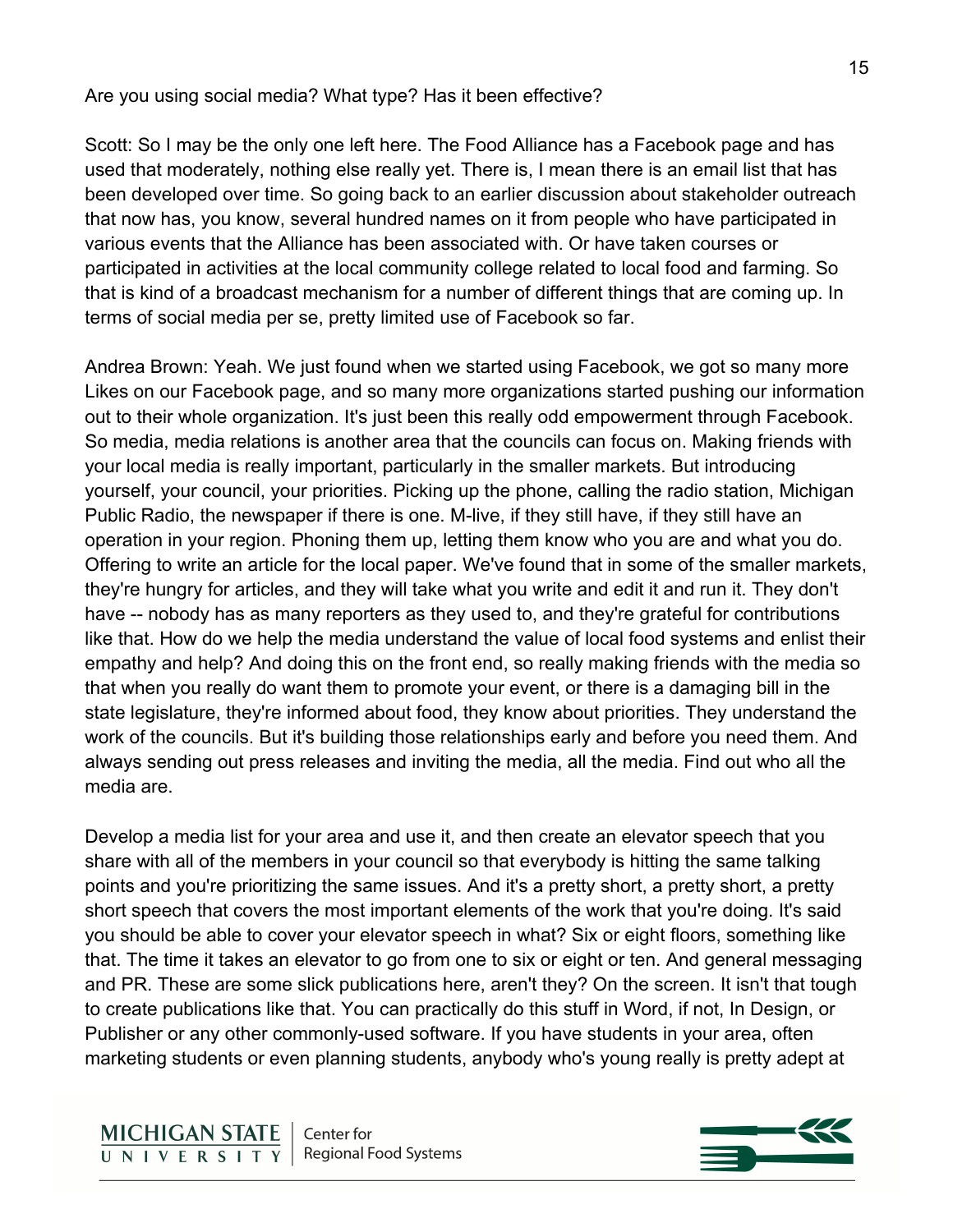Are you using social media? What type? Has it been effective?

Scott: So I may be the only one left here. The Food Alliance has a Facebook page and has used that moderately, nothing else really yet. There is, I mean there is an email list that has been developed over time. So going back to an earlier discussion about stakeholder outreach that now has, you know, several hundred names on it from people who have participated in various events that the Alliance has been associated with. Or have taken courses or participated in activities at the local community college related to local food and farming. So that is kind of a broadcast mechanism for a number of different things that are coming up. In terms of social media per se, pretty limited use of Facebook so far.

Andrea Brown: Yeah. We just found when we started using Facebook, we got so many more Likes on our Facebook page, and so many more organizations started pushing our information out to their whole organization. It's just been this really odd empowerment through Facebook. So media, media relations is another area that the councils can focus on. Making friends with your local media is really important, particularly in the smaller markets. But introducing yourself, your council, your priorities. Picking up the phone, calling the radio station, Michigan Public Radio, the newspaper if there is one. M-live, if they still have, if they still have an operation in your region. Phoning them up, letting them know who you are and what you do. Offering to write an article for the local paper. We've found that in some of the smaller markets, they're hungry for articles, and they will take what you write and edit it and run it. They don't have -- nobody has as many reporters as they used to, and they're grateful for contributions like that. How do we help the media understand the value of local food systems and enlist their empathy and help? And doing this on the front end, so really making friends with the media so that when you really do want them to promote your event, or there is a damaging bill in the state legislature, they're informed about food, they know about priorities. They understand the work of the councils. But it's building those relationships early and before you need them. And always sending out press releases and inviting the media, all the media. Find out who all the media are.

Develop a media list for your area and use it, and then create an elevator speech that you share with all of the members in your council so that everybody is hitting the same talking points and you're prioritizing the same issues. And it's a pretty short, a pretty short, a pretty short speech that covers the most important elements of the work that you're doing. It's said you should be able to cover your elevator speech in what? Six or eight floors, something like that. The time it takes an elevator to go from one to six or eight or ten. And general messaging and PR. These are some slick publications here, aren't they? On the screen. It isn't that tough to create publications like that. You can practically do this stuff in Word, if not, In Design, or Publisher or any other commonly-used software. If you have students in your area, often marketing students or even planning students, anybody who's young really is pretty adept at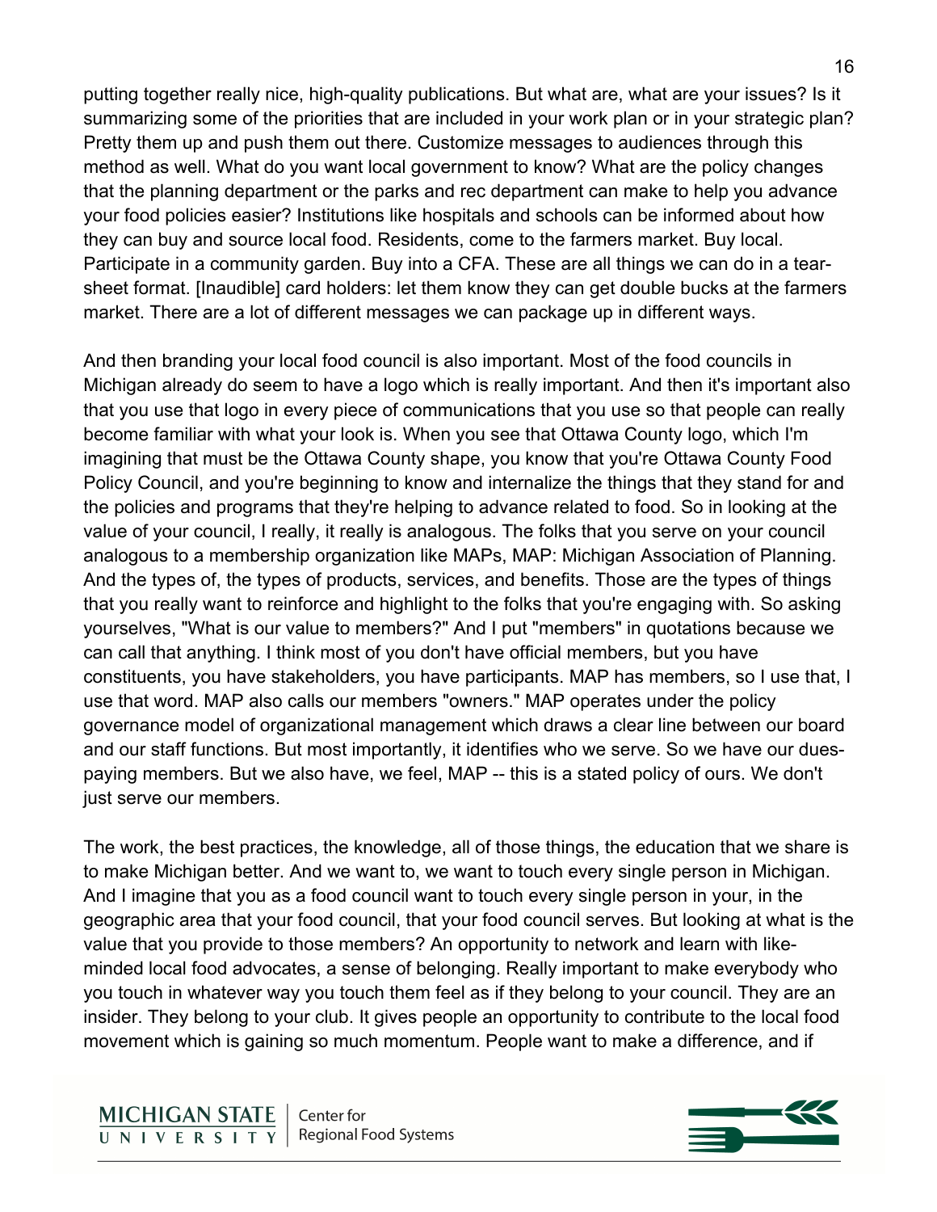putting together really nice, high-quality publications. But what are, what are your issues? Is it summarizing some of the priorities that are included in your work plan or in your strategic plan? Pretty them up and push them out there. Customize messages to audiences through this method as well. What do you want local government to know? What are the policy changes that the planning department or the parks and rec department can make to help you advance your food policies easier? Institutions like hospitals and schools can be informed about how they can buy and source local food. Residents, come to the farmers market. Buy local. Participate in a community garden. Buy into a CFA. These are all things we can do in a tear-sheet format. [Inaudible] card holders: let them know they can get double bucks at the farmers market. There are a lot of different messages we can package up in different ways.

And then branding your local food council is also important. Most of the food councils in Michigan already do seem to have a logo which is really important. And then it's important also that you use that logo in every piece of communications that you use so that people can really become familiar with what your look is. When you see that Ottawa County logo, which I'm imagining that must be the Ottawa County shape, you know that you're Ottawa County Food Policy Council, and you're beginning to know and internalize the things that they stand for and the policies and programs that they're helping to advance related to food. So in looking at the value of your council, I really, it really is analogous. The folks that you serve on your council analogous to a membership organization like MAPs, MAP: Michigan Association of Planning. And the types of, the types of products, services, and benefits. Those are the types of things that you really want to reinforce and highlight to the folks that you're engaging with. So asking yourselves, "What is our value to members?" And I put "members" in quotations because we can call that anything. I think most of you don't have official members, but you have constituents, you have stakeholders, you have participants. MAP has members, so I use that, I use that word. MAP also calls our members "owners." MAP operates under the policy governance model of organizational management which draws a clear line between our board and our staff functions. But most importantly, it identifies who we serve. So we have our dues-paying members. But we also have, we feel, MAP -- this is a stated policy of ours. We don't just serve our members.

The work, the best practices, the knowledge, all of those things, the education that we share is to make Michigan better. And we want to, we want to touch every single person in Michigan. And I imagine that you as a food council want to touch every single person in your, in the geographic area that your food council, that your food council serves. But looking at what is the value that you provide to those members? An opportunity to network and learn with like-minded local food advocates, a sense of belonging. Really important to make everybody who you touch in whatever way you touch them feel as if they belong to your council. They are an insider. They belong to your club. It gives people an opportunity to contribute to the local food movement which is gaining so much momentum. People want to make a difference, and if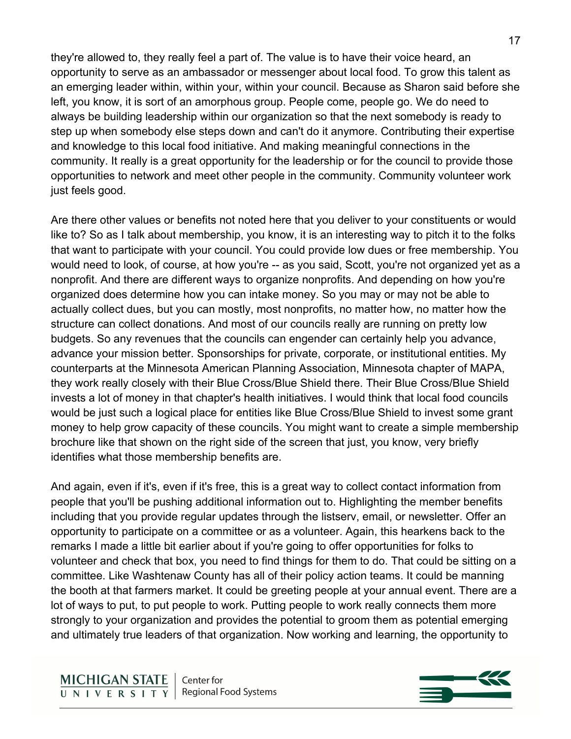they're allowed to, they really feel a part of. The value is to have their voice heard, an opportunity to serve as an ambassador or messenger about local food. To grow this talent as an emerging leader within, within your, within your council. Because as Sharon said before she left, you know, it is sort of an amorphous group. People come, people go. We do need to always be building leadership within our organization so that the next somebody is ready to step up when somebody else steps down and can't do it anymore. Contributing their expertise and knowledge to this local food initiative. And making meaningful connections in the community. It really is a great opportunity for the leadership or for the council to provide those opportunities to network and meet other people in the community. Community volunteer work just feels good.

Are there other values or benefits not noted here that you deliver to your constituents or would like to? So as I talk about membership, you know, it is an interesting way to pitch it to the folks that want to participate with your council. You could provide low dues or free membership. You would need to look, of course, at how you're -- as you said, Scott, you're not organized yet as a nonprofit. And there are different ways to organize nonprofits. And depending on how you're organized does determine how you can intake money. So you may or may not be able to actually collect dues, but you can mostly, most nonprofits, no matter how, no matter how the structure can collect donations. And most of our councils really are running on pretty low budgets. So any revenues that the councils can engender can certainly help you advance, advance your mission better. Sponsorships for private, corporate, or institutional entities. My counterparts at the Minnesota American Planning Association, Minnesota chapter of MAPA, they work really closely with their Blue Cross/Blue Shield there. Their Blue Cross/Blue Shield invests a lot of money in that chapter's health initiatives. I would think that local food councils would be just such a logical place for entities like Blue Cross/Blue Shield to invest some grant money to help grow capacity of these councils. You might want to create a simple membership brochure like that shown on the right side of the screen that just, you know, very briefly identifies what those membership benefits are.

And again, even if it's, even if it's free, this is a great way to collect contact information from people that you'll be pushing additional information out to. Highlighting the member benefits including that you provide regular updates through the listserv, email, or newsletter. Offer an opportunity to participate on a committee or as a volunteer. Again, this hearkens back to the remarks I made a little bit earlier about if you're going to offer opportunities for folks to volunteer and check that box, you need to find things for them to do. That could be sitting on a committee. Like Washtenaw County has all of their policy action teams. It could be manning the booth at that farmers market. It could be greeting people at your annual event. There are a lot of ways to put, to put people to work. Putting people to work really connects them more strongly to your organization and provides the potential to groom them as potential emerging and ultimately true leaders of that organization. Now working and learning, the opportunity to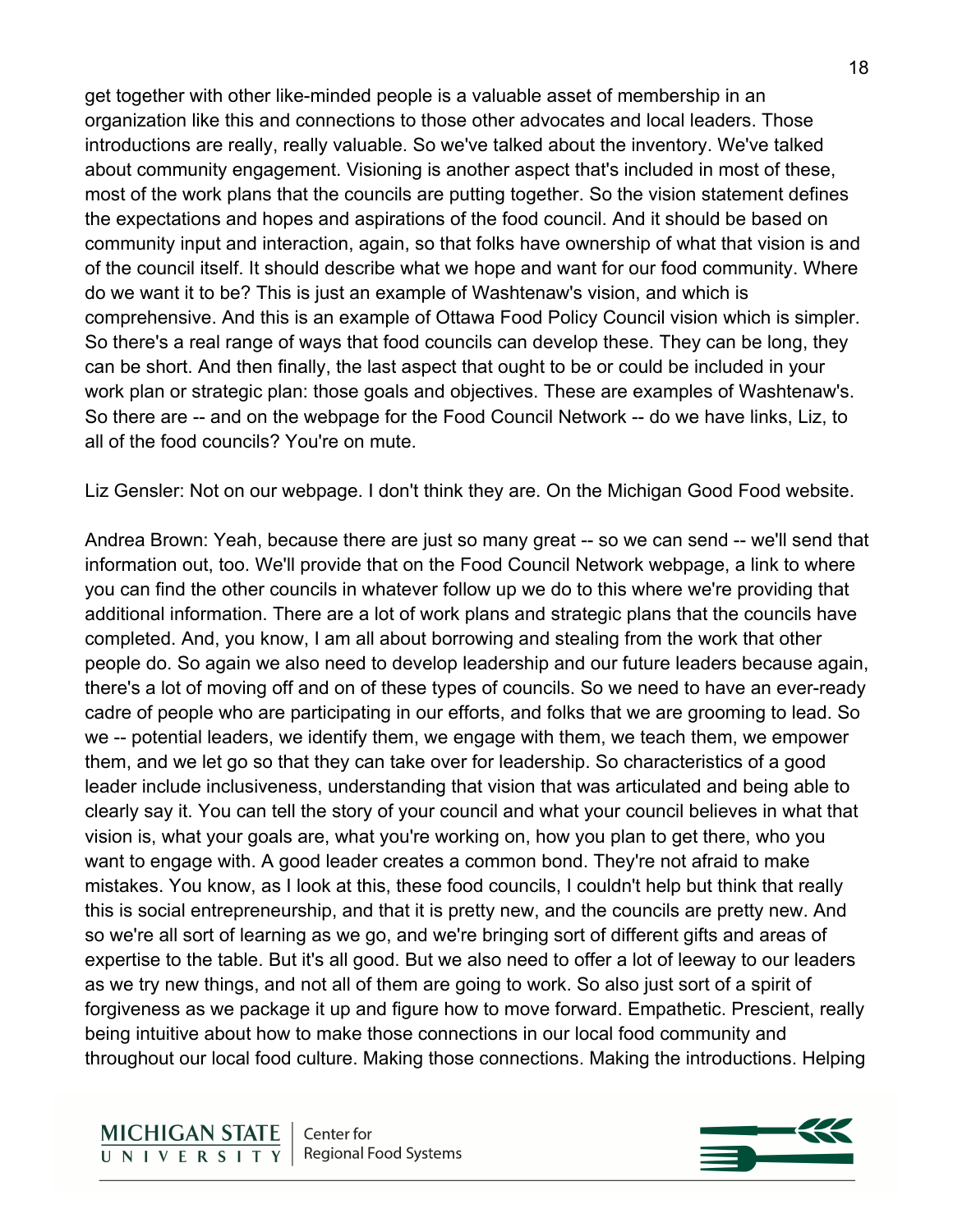get together with other like-minded people is a valuable asset of membership in an organization like this and connections to those other advocates and local leaders. Those introductions are really, really valuable. So we've talked about the inventory. We've talked about community engagement. Visioning is another aspect that's included in most of these, most of the work plans that the councils are putting together. So the vision statement defines the expectations and hopes and aspirations of the food council. And it should be based on community input and interaction, again, so that folks have ownership of what that vision is and of the council itself. It should describe what we hope and want for our food community. Where do we want it to be? This is just an example of Washtenaw's vision, and which is comprehensive. And this is an example of Ottawa Food Policy Council vision which is simpler. So there's a real range of ways that food councils can develop these. They can be long, they can be short. And then finally, the last aspect that ought to be or could be included in your work plan or strategic plan: those goals and objectives. These are examples of Washtenaw's. So there are -- and on the webpage for the Food Council Network -- do we have links, Liz, to all of the food councils? You're on mute.

Liz Gensler: Not on our webpage. I don't think they are. On the Michigan Good Food website.

Andrea Brown: Yeah, because there are just so many great -- so we can send -- we'll send that information out, too. We'll provide that on the Food Council Network webpage, a link to where you can find the other councils in whatever follow up we do to this where we're providing that additional information. There are a lot of work plans and strategic plans that the councils have completed. And, you know, I am all about borrowing and stealing from the work that other people do. So again we also need to develop leadership and our future leaders because again, there's a lot of moving off and on of these types of councils. So we need to have an ever-ready cadre of people who are participating in our efforts, and folks that we are grooming to lead. So we -- potential leaders, we identify them, we engage with them, we teach them, we empower them, and we let go so that they can take over for leadership. So characteristics of a good leader include inclusiveness, understanding that vision that was articulated and being able to clearly say it. You can tell the story of your council and what your council believes in what that vision is, what your goals are, what you're working on, how you plan to get there, who you want to engage with. A good leader creates a common bond. They're not afraid to make mistakes. You know, as I look at this, these food councils, I couldn't help but think that really this is social entrepreneurship, and that it is pretty new, and the councils are pretty new. And so we're all sort of learning as we go, and we're bringing sort of different gifts and areas of expertise to the table. But it's all good. But we also need to offer a lot of leeway to our leaders as we try new things, and not all of them are going to work. So also just sort of a spirit of forgiveness as we package it up and figure how to move forward. Empathetic. Prescient, really being intuitive about how to make those connections in our local food community and throughout our local food culture. Making those connections. Making the introductions. Helping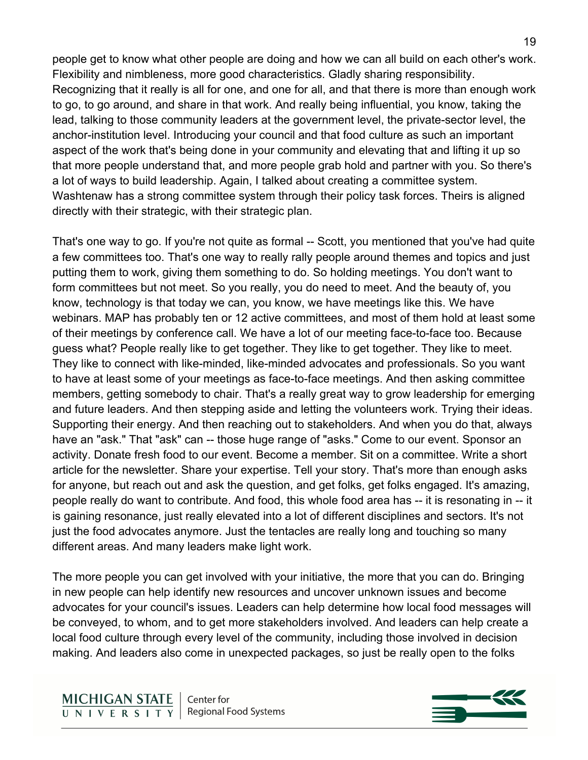people get to know what other people are doing and how we can all build on each other's work. Flexibility and nimbleness, more good characteristics. Gladly sharing responsibility. Recognizing that it really is all for one, and one for all, and that there is more than enough work to go, to go around, and share in that work. And really being influential, you know, taking the lead, talking to those community leaders at the government level, the private-sector level, the anchor-institution level. Introducing your council and that food culture as such an important aspect of the work that's being done in your community and elevating that and lifting it up so that more people understand that, and more people grab hold and partner with you. So there's a lot of ways to build leadership. Again, I talked about creating a committee system. Washtenaw has a strong committee system through their policy task forces. Theirs is aligned directly with their strategic, with their strategic plan.

That's one way to go. If you're not quite as formal -- Scott, you mentioned that you've had quite a few committees too. That's one way to really rally people around themes and topics and just putting them to work, giving them something to do. So holding meetings. You don't want to form committees but not meet. So you really, you do need to meet. And the beauty of, you know, technology is that today we can, you know, we have meetings like this. We have webinars. MAP has probably ten or 12 active committees, and most of them hold at least some of their meetings by conference call. We have a lot of our meeting face-to-face too. Because guess what? People really like to get together. They like to get together. They like to meet. They like to connect with like-minded, like-minded advocates and professionals. So you want to have at least some of your meetings as face-to-face meetings. And then asking committee members, getting somebody to chair. That's a really great way to grow leadership for emerging and future leaders. And then stepping aside and letting the volunteers work. Trying their ideas. Supporting their energy. And then reaching out to stakeholders. And when you do that, always have an "ask." That "ask" can -- those huge range of "asks." Come to our event. Sponsor an activity. Donate fresh food to our event. Become a member. Sit on a committee. Write a short article for the newsletter. Share your expertise. Tell your story. That's more than enough asks for anyone, but reach out and ask the question, and get folks, get folks engaged. It's amazing, people really do want to contribute. And food, this whole food area has -- it is resonating in -- it is gaining resonance, just really elevated into a lot of different disciplines and sectors. It's not just the food advocates anymore. Just the tentacles are really long and touching so many different areas. And many leaders make light work.

The more people you can get involved with your initiative, the more that you can do. Bringing in new people can help identify new resources and uncover unknown issues and become advocates for your council's issues. Leaders can help determine how local food messages will be conveyed, to whom, and to get more stakeholders involved. And leaders can help create a local food culture through every level of the community, including those involved in decision making. And leaders also come in unexpected packages, so just be really open to the folks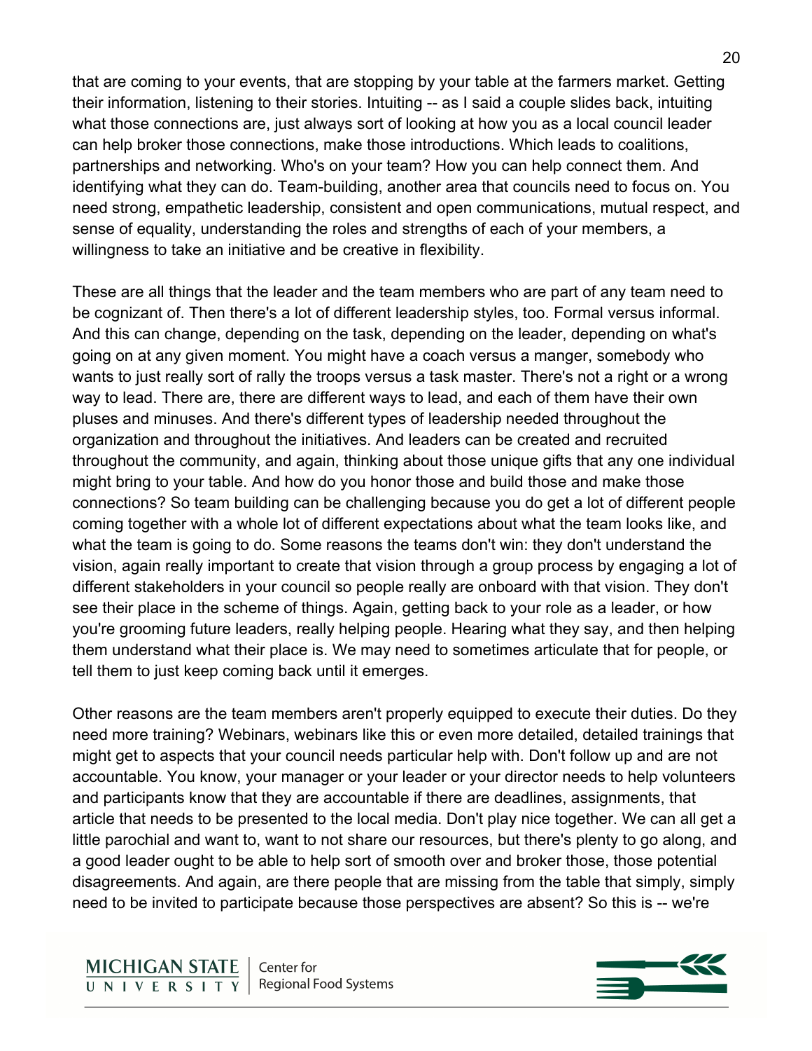that are coming to your events, that are stopping by your table at the farmers market. Getting their information, listening to their stories. Intuiting -- as I said a couple slides back, intuiting what those connections are, just always sort of looking at how you as a local council leader can help broker those connections, make those introductions. Which leads to coalitions, partnerships and networking. Who's on your team? How you can help connect them. And identifying what they can do. Team-building, another area that councils need to focus on. You need strong, empathetic leadership, consistent and open communications, mutual respect, and sense of equality, understanding the roles and strengths of each of your members, a willingness to take an initiative and be creative in flexibility.

These are all things that the leader and the team members who are part of any team need to be cognizant of. Then there's a lot of different leadership styles, too. Formal versus informal. And this can change, depending on the task, depending on the leader, depending on what's going on at any given moment. You might have a coach versus a manger, somebody who wants to just really sort of rally the troops versus a task master. There's not a right or a wrong way to lead. There are, there are different ways to lead, and each of them have their own pluses and minuses. And there's different types of leadership needed throughout the organization and throughout the initiatives. And leaders can be created and recruited throughout the community, and again, thinking about those unique gifts that any one individual might bring to your table. And how do you honor those and build those and make those connections? So team building can be challenging because you do get a lot of different people coming together with a whole lot of different expectations about what the team looks like, and what the team is going to do. Some reasons the teams don't win: they don't understand the vision, again really important to create that vision through a group process by engaging a lot of different stakeholders in your council so people really are onboard with that vision. They don't see their place in the scheme of things. Again, getting back to your role as a leader, or how you're grooming future leaders, really helping people. Hearing what they say, and then helping them understand what their place is. We may need to sometimes articulate that for people, or tell them to just keep coming back until it emerges.

Other reasons are the team members aren't properly equipped to execute their duties. Do they need more training? Webinars, webinars like this or even more detailed, detailed trainings that might get to aspects that your council needs particular help with. Don't follow up and are not accountable. You know, your manager or your leader or your director needs to help volunteers and participants know that they are accountable if there are deadlines, assignments, that article that needs to be presented to the local media. Don't play nice together. We can all get a little parochial and want to, want to not share our resources, but there's plenty to go along, and a good leader ought to be able to help sort of smooth over and broker those, those potential disagreements. And again, are there people that are missing from the table that simply, simply need to be invited to participate because those perspectives are absent? So this is -- we're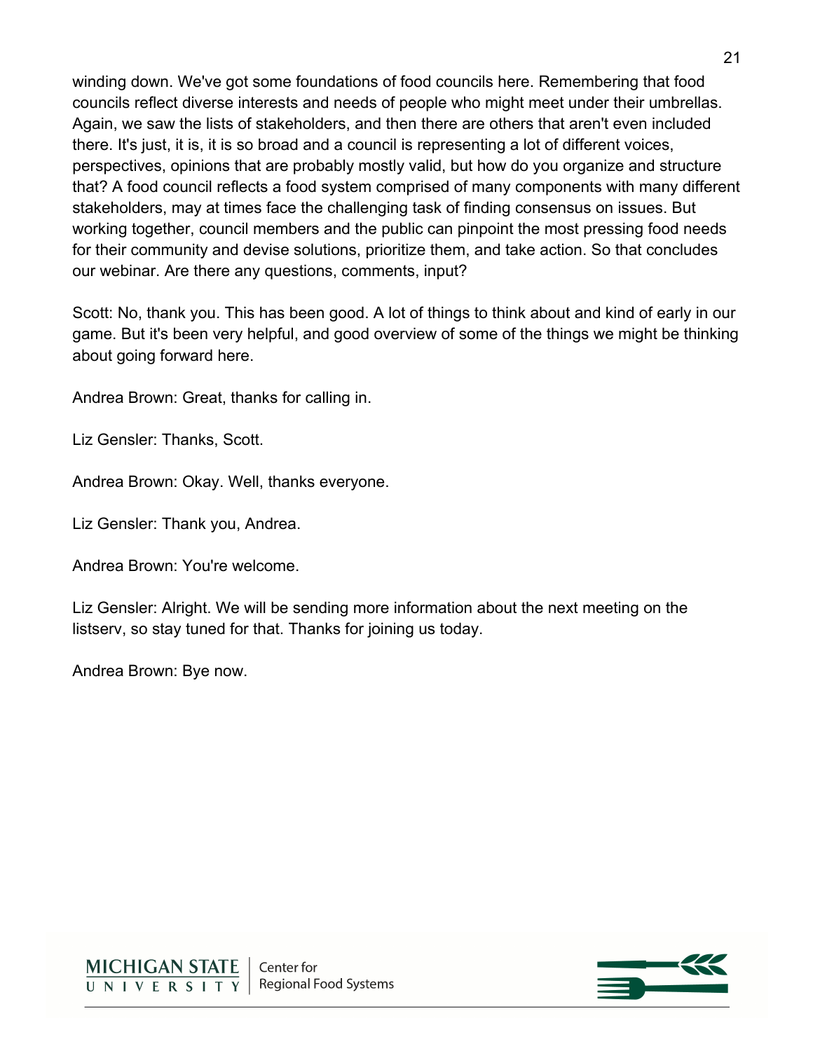winding down. We've got some foundations of food councils here. Remembering that food councils reflect diverse interests and needs of people who might meet under their umbrellas. Again, we saw the lists of stakeholders, and then there are others that aren't even included there. It's just, it is, it is so broad and a council is representing a lot of different voices, perspectives, opinions that are probably mostly valid, but how do you organize and structure that? A food council reflects a food system comprised of many components with many different stakeholders, may at times face the challenging task of finding consensus on issues. But working together, council members and the public can pinpoint the most pressing food needs for their community and devise solutions, prioritize them, and take action. So that concludes our webinar. Are there any questions, comments, input?

Scott: No, thank you. This has been good. A lot of things to think about and kind of early in our game. But it's been very helpful, and good overview of some of the things we might be thinking about going forward here.

Andrea Brown: Great, thanks for calling in.

Liz Gensler: Thanks, Scott.

Andrea Brown: Okay. Well, thanks everyone.

Liz Gensler: Thank you, Andrea.

Andrea Brown: You're welcome.

Liz Gensler: Alright. We will be sending more information about the next meeting on the listserv, so stay tuned for that. Thanks for joining us today.

Andrea Brown: Bye now.